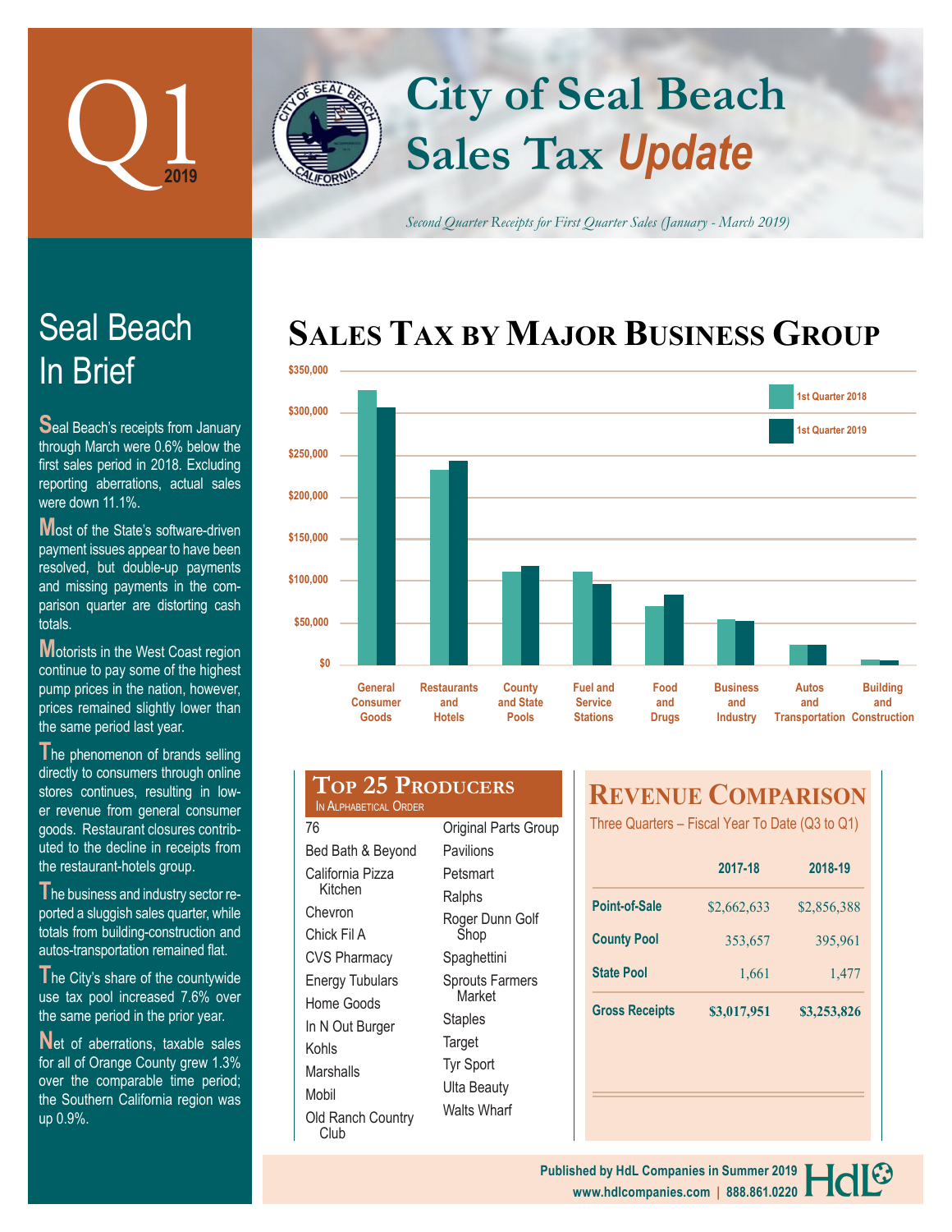# Q1 2019

# City of Seal Beach Sales Tax *Update*

*Second Quarter Receipts for First Quarter Sales (January - March 2019)*

## Seal Beach In Brief

Seal Beach's receipts from January through March were 0.6% below the first sales period in 2018. Excluding reporting aberrations, actual sales were down 11.1%.

Most of the State's software-driven payment issues appear to have been resolved, but double-up payments and missing payments in the comparison quarter are distorting cash totals.

Motorists in the West Coast region continue to pay some of the highest pump prices in the nation, however, prices remained slightly lower than the same period last year.

The phenomenon of brands selling directly to consumers through online stores continues, resulting in lower revenue from general consumer goods. Restaurant closures contributed to the decline in receipts from the restaurant-hotels group.

The business and industry sector reported a sluggish sales quarter, while totals from building-construction and autos-transportation remained flat.

The City's share of the countywide use tax pool increased 7.6% over the same period in the prior year.

Net of aberrations, taxable sales for all of Orange County grew 1.3% over the comparable time period; the Southern California region was up 0.9%.

## Sales Tax by Major Business Group

| Business Group | 1st Quarter 2018 | 1st Quarter 2019 |
|---|---|---|
| General Consumer Goods | ~$327,000 | ~$306,000 |
| Restaurants and Hotels | ~$233,000 | ~$243,000 |
| County and State Pools | ~$111,000 | ~$118,000 |
| Fuel and Service Stations | ~$111,000 | ~$96,000 |
| Food and Drugs | ~$70,000 | ~$83,000 |
| Business and Industry | ~$54,000 | ~$52,000 |
| Autos and Transportation | ~$24,000 | ~$24,000 |
| Building and Construction | ~$6,000 | ~$5,000 |

## Top 25 Producers

In Alphabetical Order

- 76
- Bed Bath & Beyond
- California Pizza Kitchen
- Chevron
- Chick Fil A
- CVS Pharmacy
- Energy Tubulars
- Home Goods
- In N Out Burger
- Kohls
- Marshalls
- Mobil
- Old Ranch Country Club
- Original Parts Group
- Pavilions
- Petsmart
- Ralphs
- Roger Dunn Golf Shop
- Spaghettini
- Sprouts Farmers Market
- Staples
- Target
- Tyr Sport
- Ulta Beauty
- Walts Wharf

## Revenue Comparison

Three Quarters – Fiscal Year To Date (Q3 to Q1)

| | 2017-18 | 2018-19 |
|---|---|---|
| Point-of-Sale | $2,662,633 | $2,856,388 |
| County Pool | 353,657 | 395,961 |
| State Pool | 1,661 | 1,477 |
| **Gross Receipts** | **$3,017,951** | **$3,253,826** |

Published by HdL Companies in Summer 2019
www.hdlcompanies.com | 888.861.0220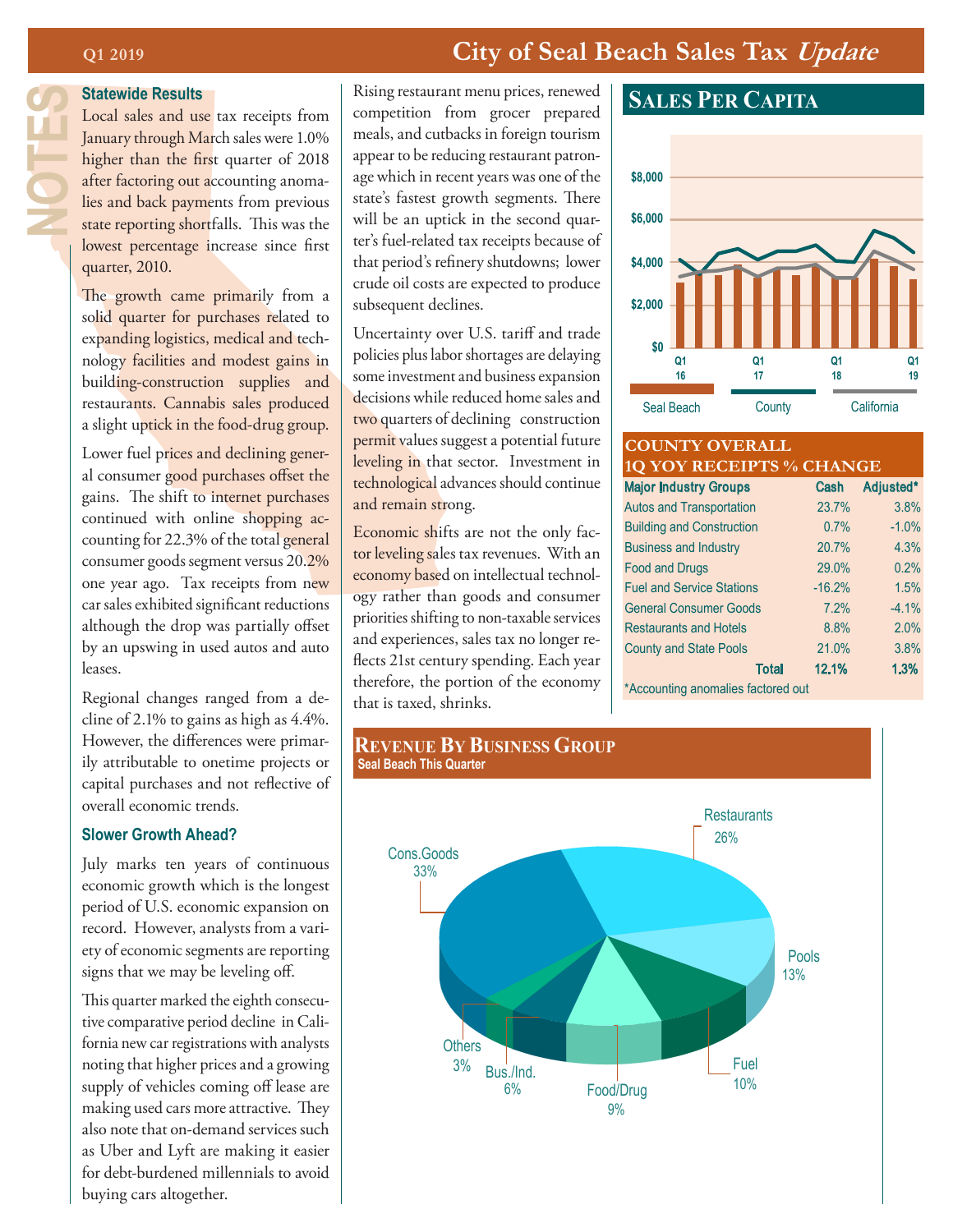# City of Seal Beach Sales Tax *Update*

Q1 2019

NOTES

### Statewide Results

Local sales and use tax receipts from January through March sales were 1.0% higher than the first quarter of 2018 after factoring out accounting anomalies and back payments from previous state reporting shortfalls. This was the lowest percentage increase since first quarter, 2010.

The growth came primarily from a solid quarter for purchases related to expanding logistics, medical and technology facilities and modest gains in building-construction supplies and restaurants. Cannabis sales produced a slight uptick in the food-drug group.

Lower fuel prices and declining general consumer good purchases offset the gains. The shift to internet purchases continued with online shopping accounting for 22.3% of the total general consumer goods segment versus 20.2% one year ago. Tax receipts from new car sales exhibited significant reductions although the drop was partially offset by an upswing in used autos and auto leases.

Regional changes ranged from a decline of 2.1% to gains as high as 4.4%. However, the differences were primarily attributable to onetime projects or capital purchases and not reflective of overall economic trends.

### Slower Growth Ahead?

July marks ten years of continuous economic growth which is the longest period of U.S. economic expansion on record. However, analysts from a variety of economic segments are reporting signs that we may be leveling off.

This quarter marked the eighth consecutive comparative period decline in California new car registrations with analysts noting that higher prices and a growing supply of vehicles coming off lease are making used cars more attractive. They also note that on-demand services such as Uber and Lyft are making it easier for debt-burdened millennials to avoid buying cars altogether.

Rising restaurant menu prices, renewed competition from grocer prepared meals, and cutbacks in foreign tourism appear to be reducing restaurant patronage which in recent years was one of the state's fastest growth segments. There will be an uptick in the second quarter's fuel-related tax receipts because of that period's refinery shutdowns; lower crude oil costs are expected to produce subsequent declines.

Uncertainty over U.S. tariff and trade policies plus labor shortages are delaying some investment and business expansion decisions while reduced home sales and two quarters of declining construction permit values suggest a potential future leveling in that sector. Investment in technological advances should continue and remain strong.

Economic shifts are not the only factor leveling sales tax revenues. With an economy based on intellectual technology rather than goods and consumer priorities shifting to non-taxable services and experiences, sales tax no longer reflects 21st century spending. Each year therefore, the portion of the economy that is taxed, shrinks.

## Sales Per Capita

$8,000
$6,000
$4,000
$2,000
$0
Q1 16
Q1 17
Q1 18
Q1 19
Seal Beach
County
California

## County Overall 1Q YOY Receipts % Change

| Major Industry Groups | Cash | Adjusted* |
|---|---|---|
| Autos and Transportation | 23.7% | 3.8% |
| Building and Construction | 0.7% | -1.0% |
| Business and Industry | 20.7% | 4.3% |
| Food and Drugs | 29.0% | 0.2% |
| Fuel and Service Stations | -16.2% | 1.5% |
| General Consumer Goods | 7.2% | -4.1% |
| Restaurants and Hotels | 8.8% | 2.0% |
| County and State Pools | 21.0% | 3.8% |
| **Total** | **12.1%** | **1.3%** |

*Accounting anomalies factored out

## Revenue By Business Group

Seal Beach This Quarter

Cons.Goods 33%
Restaurants 26%
Pools 13%
Fuel 10%
Food/Drug 9%
Bus./Ind. 6%
Others 3%